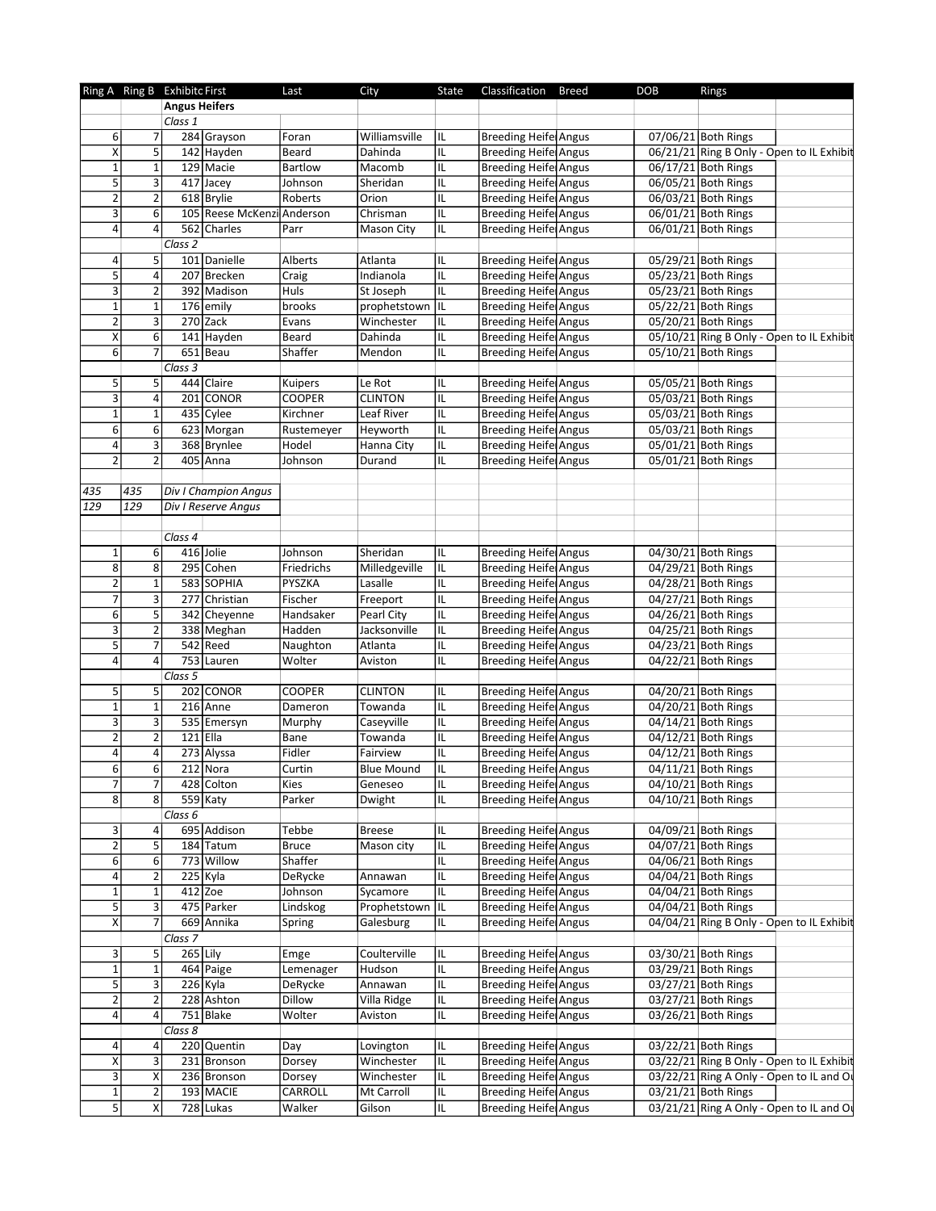| Ring A | Ring B | Exhibitc | First | Last | City | State | Classification | Breed | DOB | Rings |
|---|---|---|---|---|---|---|---|---|---|---|
| | | **Angus Heifers** | | | | | | | | |
| | | *Class 1* | | | | | | | | |
| 6 | 7 | 284 | Grayson | Foran | Williamsville | IL | Breeding Heife | Angus | 07/06/21 | Both Rings |
| X | 5 | 142 | Hayden | Beard | Dahinda | IL | Breeding Heife | Angus | 06/21/21 | Ring B Only - Open to IL Exhibit |
| 1 | 1 | 129 | Macie | Bartlow | Macomb | IL | Breeding Heife | Angus | 06/17/21 | Both Rings |
| 5 | 3 | 417 | Jacey | Johnson | Sheridan | IL | Breeding Heife | Angus | 06/05/21 | Both Rings |
| 2 | 2 | 618 | Brylie | Roberts | Orion | IL | Breeding Heife | Angus | 06/03/21 | Both Rings |
| 3 | 6 | 105 | Reese McKenzi | Anderson | Chrisman | IL | Breeding Heife | Angus | 06/01/21 | Both Rings |
| 4 | 4 | 562 | Charles | Parr | Mason City | IL | Breeding Heife | Angus | 06/01/21 | Both Rings |
| | | *Class 2* | | | | | | | | |
| 4 | 5 | 101 | Danielle | Alberts | Atlanta | IL | Breeding Heife | Angus | 05/29/21 | Both Rings |
| 5 | 4 | 207 | Brecken | Craig | Indianola | IL | Breeding Heife | Angus | 05/23/21 | Both Rings |
| 3 | 2 | 392 | Madison | Huls | St Joseph | IL | Breeding Heife | Angus | 05/23/21 | Both Rings |
| 1 | 1 | 176 | emily | brooks | prophetstown | IL | Breeding Heife | Angus | 05/22/21 | Both Rings |
| 2 | 3 | 270 | Zack | Evans | Winchester | IL | Breeding Heife | Angus | 05/20/21 | Both Rings |
| X | 6 | 141 | Hayden | Beard | Dahinda | IL | Breeding Heife | Angus | 05/10/21 | Ring B Only - Open to IL Exhibit |
| 6 | 7 | 651 | Beau | Shaffer | Mendon | IL | Breeding Heife | Angus | 05/10/21 | Both Rings |
| | | *Class 3* | | | | | | | | |
| 5 | 5 | 444 | Claire | Kuipers | Le Rot | IL | Breeding Heife | Angus | 05/05/21 | Both Rings |
| 3 | 4 | 201 | CONOR | COOPER | CLINTON | IL | Breeding Heife | Angus | 05/03/21 | Both Rings |
| 1 | 1 | 435 | Cylee | Kirchner | Leaf River | IL | Breeding Heife | Angus | 05/03/21 | Both Rings |
| 6 | 6 | 623 | Morgan | Rustemeyer | Heyworth | IL | Breeding Heife | Angus | 05/03/21 | Both Rings |
| 4 | 3 | 368 | Brynlee | Hodel | Hanna City | IL | Breeding Heife | Angus | 05/01/21 | Both Rings |
| 2 | 2 | 405 | Anna | Johnson | Durand | IL | Breeding Heife | Angus | 05/01/21 | Both Rings |
| | | | | | | | | | | |
| *435* | *435* | *Div I Champion Angus* | | | | | | | | |
| *129* | *129* | *Div I Reserve Angus* | | | | | | | | |
| | | | | | | | | | | |
| | | *Class 4* | | | | | | | | |
| 1 | 6 | 416 | Jolie | Johnson | Sheridan | IL | Breeding Heife | Angus | 04/30/21 | Both Rings |
| 8 | 8 | 295 | Cohen | Friedrichs | Milledgeville | IL | Breeding Heife | Angus | 04/29/21 | Both Rings |
| 2 | 1 | 583 | SOPHIA | PYSZKA | Lasalle | IL | Breeding Heife | Angus | 04/28/21 | Both Rings |
| 7 | 3 | 277 | Christian | Fischer | Freeport | IL | Breeding Heife | Angus | 04/27/21 | Both Rings |
| 6 | 5 | 342 | Cheyenne | Handsaker | Pearl City | IL | Breeding Heife | Angus | 04/26/21 | Both Rings |
| 3 | 2 | 338 | Meghan | Hadden | Jacksonville | IL | Breeding Heife | Angus | 04/25/21 | Both Rings |
| 5 | 7 | 542 | Reed | Naughton | Atlanta | IL | Breeding Heife | Angus | 04/23/21 | Both Rings |
| 4 | 4 | 753 | Lauren | Wolter | Aviston | IL | Breeding Heife | Angus | 04/22/21 | Both Rings |
| | | *Class 5* | | | | | | | | |
| 5 | 5 | 202 | CONOR | COOPER | CLINTON | IL | Breeding Heife | Angus | 04/20/21 | Both Rings |
| 1 | 1 | 216 | Anne | Dameron | Towanda | IL | Breeding Heife | Angus | 04/20/21 | Both Rings |
| 3 | 3 | 535 | Emersyn | Murphy | Caseyville | IL | Breeding Heife | Angus | 04/14/21 | Both Rings |
| 2 | 2 | 121 | Ella | Bane | Towanda | IL | Breeding Heife | Angus | 04/12/21 | Both Rings |
| 4 | 4 | 273 | Alyssa | Fidler | Fairview | IL | Breeding Heife | Angus | 04/12/21 | Both Rings |
| 6 | 6 | 212 | Nora | Curtin | Blue Mound | IL | Breeding Heife | Angus | 04/11/21 | Both Rings |
| 7 | 7 | 428 | Colton | Kies | Geneseo | IL | Breeding Heife | Angus | 04/10/21 | Both Rings |
| 8 | 8 | 559 | Katy | Parker | Dwight | IL | Breeding Heife | Angus | 04/10/21 | Both Rings |
| | | *Class 6* | | | | | | | | |
| 3 | 4 | 695 | Addison | Tebbe | Breese | IL | Breeding Heife | Angus | 04/09/21 | Both Rings |
| 2 | 5 | 184 | Tatum | Bruce | Mason city | IL | Breeding Heife | Angus | 04/07/21 | Both Rings |
| 6 | 6 | 773 | Willow | Shaffer | | IL | Breeding Heife | Angus | 04/06/21 | Both Rings |
| 4 | 2 | 225 | Kyla | DeRycke | Annawan | IL | Breeding Heife | Angus | 04/04/21 | Both Rings |
| 1 | 1 | 412 | Zoe | Johnson | Sycamore | IL | Breeding Heife | Angus | 04/04/21 | Both Rings |
| 5 | 3 | 475 | Parker | Lindskog | Prophetstown | IL | Breeding Heife | Angus | 04/04/21 | Both Rings |
| X | 7 | 669 | Annika | Spring | Galesburg | IL | Breeding Heife | Angus | 04/04/21 | Ring B Only - Open to IL Exhibit |
| | | *Class 7* | | | | | | | | |
| 3 | 5 | 265 | Lily | Emge | Coulterville | IL | Breeding Heife | Angus | 03/30/21 | Both Rings |
| 1 | 1 | 464 | Paige | Lemenager | Hudson | IL | Breeding Heife | Angus | 03/29/21 | Both Rings |
| 5 | 3 | 226 | Kyla | DeRycke | Annawan | IL | Breeding Heife | Angus | 03/27/21 | Both Rings |
| 2 | 2 | 228 | Ashton | Dillow | Villa Ridge | IL | Breeding Heife | Angus | 03/27/21 | Both Rings |
| 4 | 4 | 751 | Blake | Wolter | Aviston | IL | Breeding Heife | Angus | 03/26/21 | Both Rings |
| | | *Class 8* | | | | | | | | |
| 4 | 4 | 220 | Quentin | Day | Lovington | IL | Breeding Heife | Angus | 03/22/21 | Both Rings |
| X | 3 | 231 | Bronson | Dorsey | Winchester | IL | Breeding Heife | Angus | 03/22/21 | Ring B Only - Open to IL Exhibit |
| 3 | X | 236 | Bronson | Dorsey | Winchester | IL | Breeding Heife | Angus | 03/22/21 | Ring A Only - Open to IL and Ou |
| 1 | 2 | 193 | MACIE | CARROLL | Mt Carroll | IL | Breeding Heife | Angus | 03/21/21 | Both Rings |
| 5 | X | 728 | Lukas | Walker | Gilson | IL | Breeding Heife | Angus | 03/21/21 | Ring A Only - Open to IL and Ou |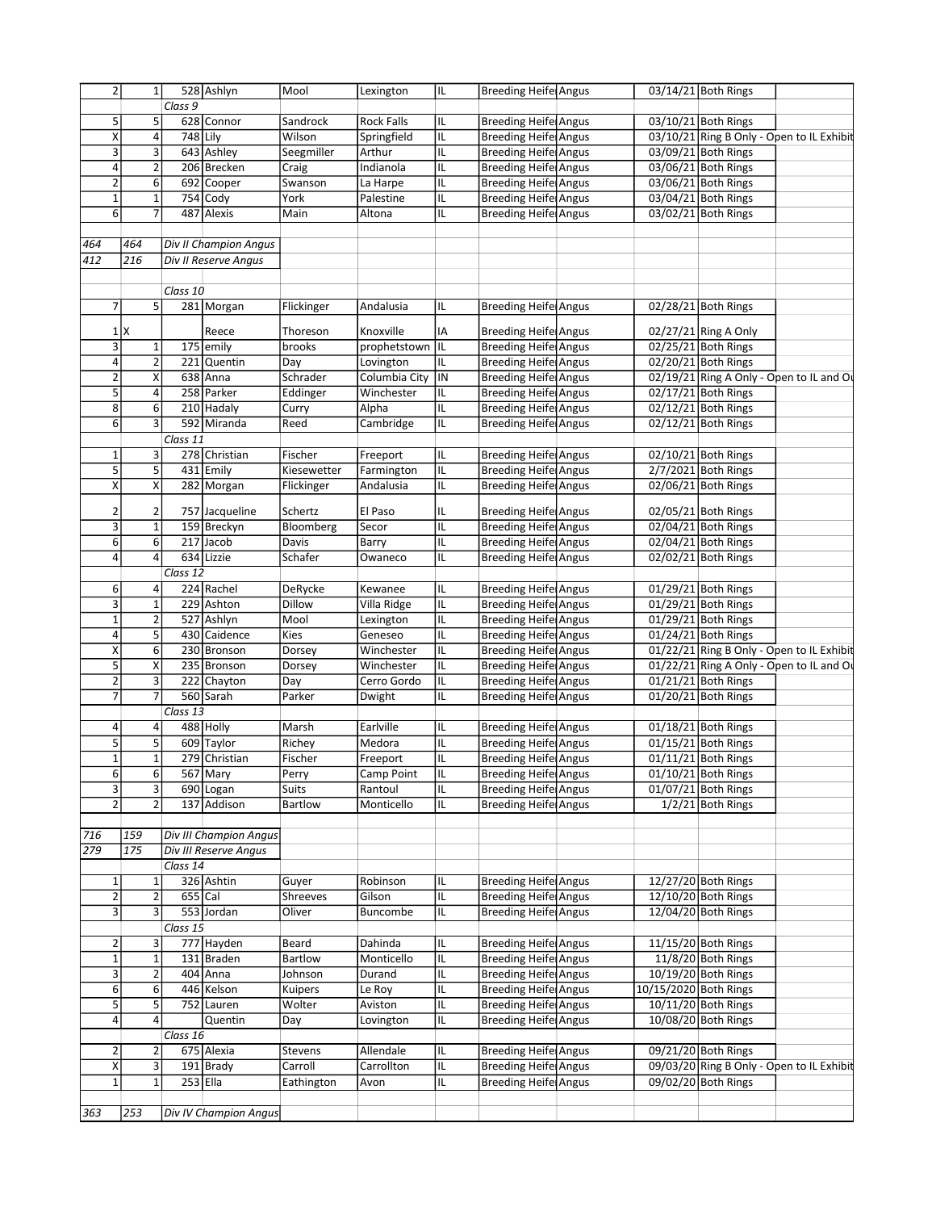| | | | | | | | | | | | |
|---|---|---|---|---|---|---|---|---|---|---|---|
| 2 | 1 | 528 | Ashlyn | Mool | Lexington | IL | Breeding Heife | Angus | | 03/14/21 | Both Rings |
| | | Class 9 | | | | | | | | | |
| 5 | 5 | 628 | Connor | Sandrock | Rock Falls | IL | Breeding Heife | Angus | | 03/10/21 | Both Rings |
| X | 4 | 748 | Lily | Wilson | Springfield | IL | Breeding Heife | Angus | | 03/10/21 | Ring B Only - Open to IL Exhibit |
| 3 | 3 | 643 | Ashley | Seegmiller | Arthur | IL | Breeding Heife | Angus | | 03/09/21 | Both Rings |
| 4 | 2 | 206 | Brecken | Craig | Indianola | IL | Breeding Heife | Angus | | 03/06/21 | Both Rings |
| 2 | 6 | 692 | Cooper | Swanson | La Harpe | IL | Breeding Heife | Angus | | 03/06/21 | Both Rings |
| 1 | 1 | 754 | Cody | York | Palestine | IL | Breeding Heife | Angus | | 03/04/21 | Both Rings |
| 6 | 7 | 487 | Alexis | Main | Altona | IL | Breeding Heife | Angus | | 03/02/21 | Both Rings |
| | | | | | | | | | | | |
| *464* | *464* | *Div II Champion Angus* | | | | | | | | | |
| *412* | *216* | *Div II Reserve Angus* | | | | | | | | | |
| | | | | | | | | | | | |
| | | Class 10 | | | | | | | | | |
| 7 | 5 | 281 | Morgan | Flickinger | Andalusia | IL | Breeding Heife | Angus | | 02/28/21 | Both Rings |
| 1 | X | | Reece | Thoreson | Knoxville | IA | Breeding Heife | Angus | | 02/27/21 | Ring A Only |
| 3 | 1 | 175 | emily | brooks | prophetstown | IL | Breeding Heife | Angus | | 02/25/21 | Both Rings |
| 4 | 2 | 221 | Quentin | Day | Lovington | IL | Breeding Heife | Angus | | 02/20/21 | Both Rings |
| 2 | X | 638 | Anna | Schrader | Columbia City | IN | Breeding Heife | Angus | | 02/19/21 | Ring A Only - Open to IL and Ou |
| 5 | 4 | 258 | Parker | Eddinger | Winchester | IL | Breeding Heife | Angus | | 02/17/21 | Both Rings |
| 8 | 6 | 210 | Hadaly | Curry | Alpha | IL | Breeding Heife | Angus | | 02/12/21 | Both Rings |
| 6 | 3 | 592 | Miranda | Reed | Cambridge | IL | Breeding Heife | Angus | | 02/12/21 | Both Rings |
| | | Class 11 | | | | | | | | | |
| 1 | 3 | 278 | Christian | Fischer | Freeport | IL | Breeding Heife | Angus | | 02/10/21 | Both Rings |
| 5 | 5 | 431 | Emily | Kiesewetter | Farmington | IL | Breeding Heife | Angus | | 2/7/2021 | Both Rings |
| X | X | 282 | Morgan | Flickinger | Andalusia | IL | Breeding Heife | Angus | | 02/06/21 | Both Rings |
| 2 | 2 | 757 | Jacqueline | Schertz | El Paso | IL | Breeding Heife | Angus | | 02/05/21 | Both Rings |
| 3 | 1 | 159 | Breckyn | Bloomberg | Secor | IL | Breeding Heife | Angus | | 02/04/21 | Both Rings |
| 6 | 6 | 217 | Jacob | Davis | Barry | IL | Breeding Heife | Angus | | 02/04/21 | Both Rings |
| 4 | 4 | 634 | Lizzie | Schafer | Owaneco | IL | Breeding Heife | Angus | | 02/02/21 | Both Rings |
| | | Class 12 | | | | | | | | | |
| 6 | 4 | 224 | Rachel | DeRycke | Kewanee | IL | Breeding Heife | Angus | | 01/29/21 | Both Rings |
| 3 | 1 | 229 | Ashton | Dillow | Villa Ridge | IL | Breeding Heife | Angus | | 01/29/21 | Both Rings |
| 1 | 2 | 527 | Ashlyn | Mool | Lexington | IL | Breeding Heife | Angus | | 01/29/21 | Both Rings |
| 4 | 5 | 430 | Caidence | Kies | Geneseo | IL | Breeding Heife | Angus | | 01/24/21 | Both Rings |
| X | 6 | 230 | Bronson | Dorsey | Winchester | IL | Breeding Heife | Angus | | 01/22/21 | Ring B Only - Open to IL Exhibit |
| 5 | X | 235 | Bronson | Dorsey | Winchester | IL | Breeding Heife | Angus | | 01/22/21 | Ring A Only - Open to IL and Ou |
| 2 | 3 | 222 | Chayton | Day | Cerro Gordo | IL | Breeding Heife | Angus | | 01/21/21 | Both Rings |
| 7 | 7 | 560 | Sarah | Parker | Dwight | IL | Breeding Heife | Angus | | 01/20/21 | Both Rings |
| | | Class 13 | | | | | | | | | |
| 4 | 4 | 488 | Holly | Marsh | Earlville | IL | Breeding Heife | Angus | | 01/18/21 | Both Rings |
| 5 | 5 | 609 | Taylor | Richey | Medora | IL | Breeding Heife | Angus | | 01/15/21 | Both Rings |
| 1 | 1 | 279 | Christian | Fischer | Freeport | IL | Breeding Heife | Angus | | 01/11/21 | Both Rings |
| 6 | 6 | 567 | Mary | Perry | Camp Point | IL | Breeding Heife | Angus | | 01/10/21 | Both Rings |
| 3 | 3 | 690 | Logan | Suits | Rantoul | IL | Breeding Heife | Angus | | 01/07/21 | Both Rings |
| 2 | 2 | 137 | Addison | Bartlow | Monticello | IL | Breeding Heife | Angus | | 1/2/21 | Both Rings |
| | | | | | | | | | | | |
| *716* | *159* | *Div III Champion Angus* | | | | | | | | | |
| *279* | *175* | *Div III Reserve Angus* | | | | | | | | | |
| | | Class 14 | | | | | | | | | |
| 1 | 1 | 326 | Ashtin | Guyer | Robinson | IL | Breeding Heife | Angus | | 12/27/20 | Both Rings |
| 2 | 2 | 655 | Cal | Shreeves | Gilson | IL | Breeding Heife | Angus | | 12/10/20 | Both Rings |
| 3 | 3 | 553 | Jordan | Oliver | Buncombe | IL | Breeding Heife | Angus | | 12/04/20 | Both Rings |
| | | Class 15 | | | | | | | | | |
| 2 | 3 | 777 | Hayden | Beard | Dahinda | IL | Breeding Heife | Angus | | 11/15/20 | Both Rings |
| 1 | 1 | 131 | Braden | Bartlow | Monticello | IL | Breeding Heife | Angus | | 11/8/20 | Both Rings |
| 3 | 2 | 404 | Anna | Johnson | Durand | IL | Breeding Heife | Angus | | 10/19/20 | Both Rings |
| 6 | 6 | 446 | Kelson | Kuipers | Le Roy | IL | Breeding Heife | Angus | | 10/15/2020 | Both Rings |
| 5 | 5 | 752 | Lauren | Wolter | Aviston | IL | Breeding Heife | Angus | | 10/11/20 | Both Rings |
| 4 | 4 | | Quentin | Day | Lovington | IL | Breeding Heife | Angus | | 10/08/20 | Both Rings |
| | | Class 16 | | | | | | | | | |
| 2 | 2 | 675 | Alexia | Stevens | Allendale | IL | Breeding Heife | Angus | | 09/21/20 | Both Rings |
| X | 3 | 191 | Brady | Carroll | Carrollton | IL | Breeding Heife | Angus | | 09/03/20 | Ring B Only - Open to IL Exhibit |
| 1 | 1 | 253 | Ella | Eathington | Avon | IL | Breeding Heife | Angus | | 09/02/20 | Both Rings |
| | | | | | | | | | | | |
| *363* | *253* | *Div IV Champion Angus* | | | | | | | | | |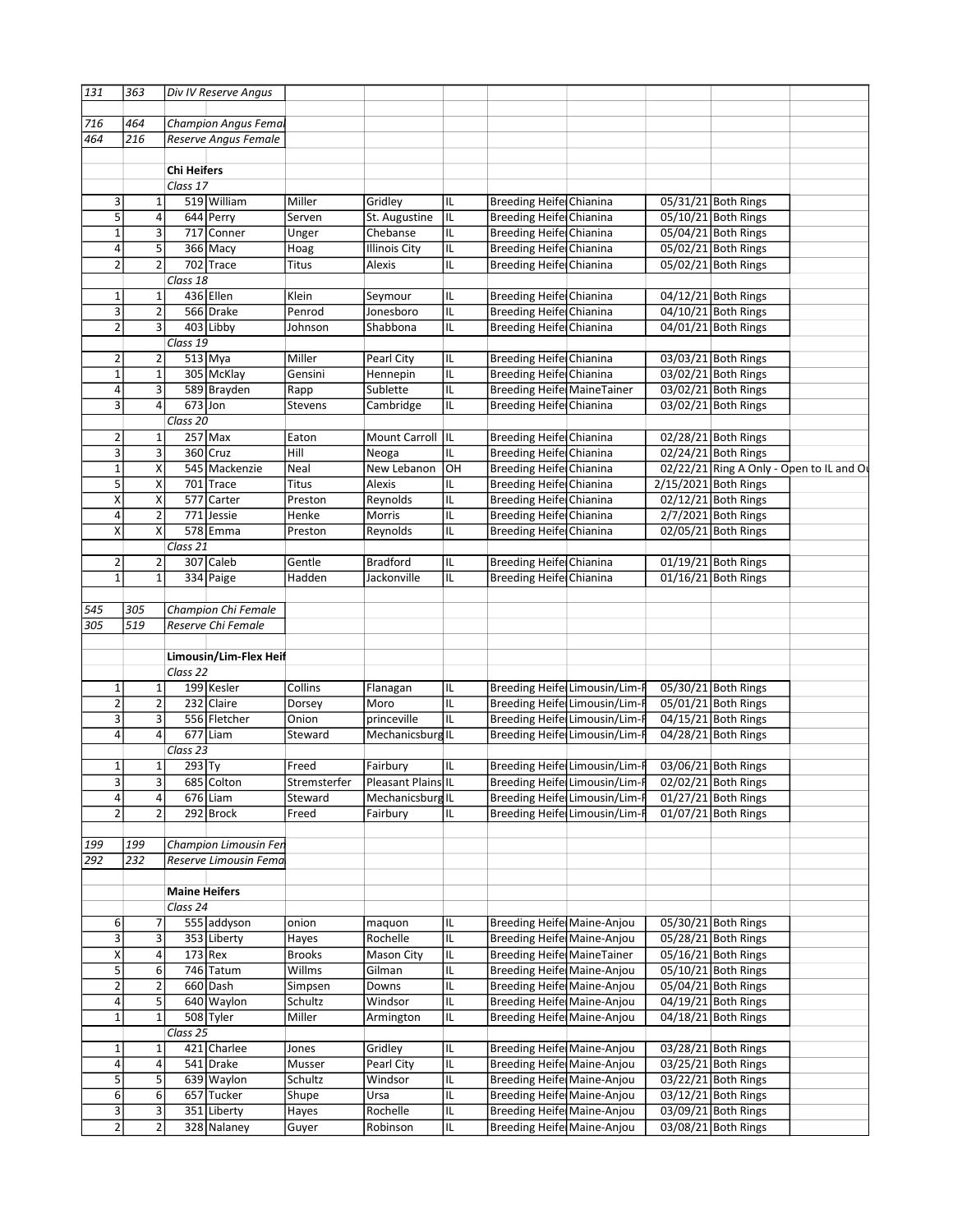| | | | | | | | | | | | |
|---|---|---|---|---|---|---|---|---|---|---|---|
| *131* | *363* | *Div IV Reserve Angus* | | | | | | | | | |
| | | | | | | | | | | | |
| *716* | *464* | *Champion Angus Femal* | | | | | | | | | |
| *464* | *216* | *Reserve Angus Female* | | | | | | | | | |
| | | | | | | | | | | | |
| | | **Chi Heifers** | | | | | | | | | |
| | | *Class 17* | | | | | | | | | |
| 3 | 1 | 519 | William | Miller | Gridley | IL | Breeding Heife | Chianina | 05/31/21 | Both Rings | |
| 5 | 4 | 644 | Perry | Serven | St. Augustine | IL | Breeding Heife | Chianina | 05/10/21 | Both Rings | |
| 1 | 3 | 717 | Conner | Unger | Chebanse | IL | Breeding Heife | Chianina | 05/04/21 | Both Rings | |
| 4 | 5 | 366 | Macy | Hoag | Illinois City | IL | Breeding Heife | Chianina | 05/02/21 | Both Rings | |
| 2 | 2 | 702 | Trace | Titus | Alexis | IL | Breeding Heife | Chianina | 05/02/21 | Both Rings | |
| | | *Class 18* | | | | | | | | | |
| 1 | 1 | 436 | Ellen | Klein | Seymour | IL | Breeding Heife | Chianina | 04/12/21 | Both Rings | |
| 3 | 2 | 566 | Drake | Penrod | Jonesboro | IL | Breeding Heife | Chianina | 04/10/21 | Both Rings | |
| 2 | 3 | 403 | Libby | Johnson | Shabbona | IL | Breeding Heife | Chianina | 04/01/21 | Both Rings | |
| | | *Class 19* | | | | | | | | | |
| 2 | 2 | 513 | Mya | Miller | Pearl City | IL | Breeding Heife | Chianina | 03/03/21 | Both Rings | |
| 1 | 1 | 305 | McKlay | Gensini | Hennepin | IL | Breeding Heife | Chianina | 03/02/21 | Both Rings | |
| 4 | 3 | 589 | Brayden | Rapp | Sublette | IL | Breeding Heife | MaineTainer | 03/02/21 | Both Rings | |
| 3 | 4 | 673 | Jon | Stevens | Cambridge | IL | Breeding Heife | Chianina | 03/02/21 | Both Rings | |
| | | *Class 20* | | | | | | | | | |
| 2 | 1 | 257 | Max | Eaton | Mount Carroll | IL | Breeding Heife | Chianina | 02/28/21 | Both Rings | |
| 3 | 3 | 360 | Cruz | Hill | Neoga | IL | Breeding Heife | Chianina | 02/24/21 | Both Rings | |
| 1 | X | 545 | Mackenzie | Neal | New Lebanon | OH | Breeding Heife | Chianina | 02/22/21 | Ring A Only - Open to IL and Ou | |
| 5 | X | 701 | Trace | Titus | Alexis | IL | Breeding Heife | Chianina | 2/15/2021 | Both Rings | |
| X | X | 577 | Carter | Preston | Reynolds | IL | Breeding Heife | Chianina | 02/12/21 | Both Rings | |
| 4 | 2 | 771 | Jessie | Henke | Morris | IL | Breeding Heife | Chianina | 2/7/2021 | Both Rings | |
| X | X | 578 | Emma | Preston | Reynolds | IL | Breeding Heife | Chianina | 02/05/21 | Both Rings | |
| | | *Class 21* | | | | | | | | | |
| 2 | 2 | 307 | Caleb | Gentle | Bradford | IL | Breeding Heife | Chianina | 01/19/21 | Both Rings | |
| 1 | 1 | 334 | Paige | Hadden | Jacksonville | IL | Breeding Heife | Chianina | 01/16/21 | Both Rings | |
| | | | | | | | | | | | |
| *545* | *305* | *Champion Chi Female* | | | | | | | | | |
| *305* | *519* | *Reserve Chi Female* | | | | | | | | | |
| | | | | | | | | | | | |
| | | **Limousin/Lim-Flex Heif** | | | | | | | | | |
| | | *Class 22* | | | | | | | | | |
| 1 | 1 | 199 | Kesler | Collins | Flanagan | IL | Breeding Heife | Limousin/Lim-F | 05/30/21 | Both Rings | |
| 2 | 2 | 232 | Claire | Dorsey | Moro | IL | Breeding Heife | Limousin/Lim-F | 05/01/21 | Both Rings | |
| 3 | 3 | 556 | Fletcher | Onion | princeville | IL | Breeding Heife | Limousin/Lim-F | 04/15/21 | Both Rings | |
| 4 | 4 | 677 | Liam | Steward | Mechanicsburg | IL | Breeding Heife | Limousin/Lim-F | 04/28/21 | Both Rings | |
| | | *Class 23* | | | | | | | | | |
| 1 | 1 | 293 | Ty | Freed | Fairbury | IL | Breeding Heife | Limousin/Lim-F | 03/06/21 | Both Rings | |
| 3 | 3 | 685 | Colton | Stremsterfer | Pleasant Plains | IL | Breeding Heife | Limousin/Lim-F | 02/02/21 | Both Rings | |
| 4 | 4 | 676 | Liam | Steward | Mechanicsburg | IL | Breeding Heife | Limousin/Lim-F | 01/27/21 | Both Rings | |
| 2 | 2 | 292 | Brock | Freed | Fairbury | IL | Breeding Heife | Limousin/Lim-F | 01/07/21 | Both Rings | |
| | | | | | | | | | | | |
| *199* | *199* | *Champion Limousin Fen* | | | | | | | | | |
| *292* | *232* | *Reserve Limousin Fema* | | | | | | | | | |
| | | | | | | | | | | | |
| | | **Maine Heifers** | | | | | | | | | |
| | | *Class 24* | | | | | | | | | |
| 6 | 7 | 555 | addyson | onion | maquon | IL | Breeding Heife | Maine-Anjou | 05/30/21 | Both Rings | |
| 3 | 3 | 353 | Liberty | Hayes | Rochelle | IL | Breeding Heife | Maine-Anjou | 05/28/21 | Both Rings | |
| X | 4 | 173 | Rex | Brooks | Mason City | IL | Breeding Heife | MaineTainer | 05/16/21 | Both Rings | |
| 5 | 6 | 746 | Tatum | Willms | Gilman | IL | Breeding Heife | Maine-Anjou | 05/10/21 | Both Rings | |
| 2 | 2 | 660 | Dash | Simpsen | Downs | IL | Breeding Heife | Maine-Anjou | 05/04/21 | Both Rings | |
| 4 | 5 | 640 | Waylon | Schultz | Windsor | IL | Breeding Heife | Maine-Anjou | 04/19/21 | Both Rings | |
| 1 | 1 | 508 | Tyler | Miller | Armington | IL | Breeding Heife | Maine-Anjou | 04/18/21 | Both Rings | |
| | | *Class 25* | | | | | | | | | |
| 1 | 1 | 421 | Charlee | Jones | Gridley | IL | Breeding Heife | Maine-Anjou | 03/28/21 | Both Rings | |
| 4 | 4 | 541 | Drake | Musser | Pearl City | IL | Breeding Heife | Maine-Anjou | 03/25/21 | Both Rings | |
| 5 | 5 | 639 | Waylon | Schultz | Windsor | IL | Breeding Heife | Maine-Anjou | 03/22/21 | Both Rings | |
| 6 | 6 | 657 | Tucker | Shupe | Ursa | IL | Breeding Heife | Maine-Anjou | 03/12/21 | Both Rings | |
| 3 | 3 | 351 | Liberty | Hayes | Rochelle | IL | Breeding Heife | Maine-Anjou | 03/09/21 | Both Rings | |
| 2 | 2 | 328 | Nalaney | Guyer | Robinson | IL | Breeding Heife | Maine-Anjou | 03/08/21 | Both Rings | |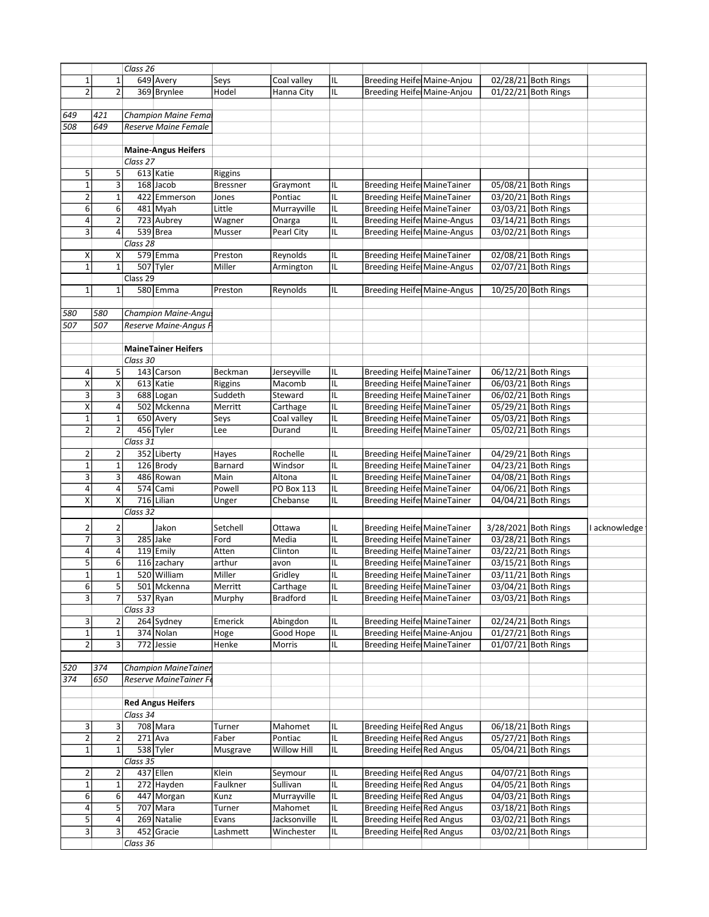| | | | | | | | | | | | | |
|---|---|---|---|---|---|---|---|---|---|---|---|---|
| | | *Class 26* | | | | | | | | | | |
| 1 | 1 | 649 | Avery | Seys | Coal valley | IL | Breeding Heife | Maine-Anjou | | 02/28/21 | Both Rings | |
| 2 | 2 | 369 | Brynlee | Hodel | Hanna City | IL | Breeding Heife | Maine-Anjou | | 01/22/21 | Both Rings | |
| | | | | | | | | | | | | |
| *649* | *421* | *Champion Maine Fema* | | | | | | | | | | |
| *508* | *649* | *Reserve Maine Female* | | | | | | | | | | |
| | | | | | | | | | | | | |
| | | **Maine-Angus Heifers** | | | | | | | | | | |
| | | *Class 27* | | | | | | | | | | |
| 5 | 5 | 613 | Katie | Riggins | | | | | | | | |
| 1 | 3 | 168 | Jacob | Bressner | Graymont | IL | Breeding Heife | MaineTainer | | 05/08/21 | Both Rings | |
| 2 | 1 | 422 | Emmerson | Jones | Pontiac | IL | Breeding Heife | MaineTainer | | 03/20/21 | Both Rings | |
| 6 | 6 | 481 | Myah | Little | Murrayville | IL | Breeding Heife | MaineTainer | | 03/03/21 | Both Rings | |
| 4 | 2 | 723 | Aubrey | Wagner | Onarga | IL | Breeding Heife | Maine-Angus | | 03/14/21 | Both Rings | |
| 3 | 4 | 539 | Brea | Musser | Pearl City | IL | Breeding Heife | Maine-Angus | | 03/02/21 | Both Rings | |
| | | *Class 28* | | | | | | | | | | |
| X | X | 579 | Emma | Preston | Reynolds | IL | Breeding Heife | MaineTainer | | 02/08/21 | Both Rings | |
| 1 | 1 | 507 | Tyler | Miller | Armington | IL | Breeding Heife | Maine-Angus | | 02/07/21 | Both Rings | |
| | | Class 29 | | | | | | | | | | |
| 1 | 1 | 580 | Emma | Preston | Reynolds | IL | Breeding Heife | Maine-Angus | | 10/25/20 | Both Rings | |
| | | | | | | | | | | | | |
| *580* | *580* | *Champion Maine-Angus* | | | | | | | | | | |
| *507* | *507* | *Reserve Maine-Angus F* | | | | | | | | | | |
| | | | | | | | | | | | | |
| | | **MaineTainer Heifers** | | | | | | | | | | |
| | | *Class 30* | | | | | | | | | | |
| 4 | 5 | 143 | Carson | Beckman | Jerseyville | IL | Breeding Heife | MaineTainer | | 06/12/21 | Both Rings | |
| X | X | 613 | Katie | Riggins | Macomb | IL | Breeding Heife | MaineTainer | | 06/03/21 | Both Rings | |
| 3 | 3 | 688 | Logan | Suddeth | Steward | IL | Breeding Heife | MaineTainer | | 06/02/21 | Both Rings | |
| X | 4 | 502 | Mckenna | Merritt | Carthage | IL | Breeding Heife | MaineTainer | | 05/29/21 | Both Rings | |
| 1 | 1 | 650 | Avery | Seys | Coal valley | IL | Breeding Heife | MaineTainer | | 05/03/21 | Both Rings | |
| 2 | 2 | 456 | Tyler | Lee | Durand | IL | Breeding Heife | MaineTainer | | 05/02/21 | Both Rings | |
| | | *Class 31* | | | | | | | | | | |
| 2 | 2 | 352 | Liberty | Hayes | Rochelle | IL | Breeding Heife | MaineTainer | | 04/29/21 | Both Rings | |
| 1 | 1 | 126 | Brody | Barnard | Windsor | IL | Breeding Heife | MaineTainer | | 04/23/21 | Both Rings | |
| 3 | 3 | 486 | Rowan | Main | Altona | IL | Breeding Heife | MaineTainer | | 04/08/21 | Both Rings | |
| 4 | 4 | 574 | Cami | Powell | PO Box 113 | IL | Breeding Heife | MaineTainer | | 04/06/21 | Both Rings | |
| X | X | 716 | Lilian | Unger | Chebanse | IL | Breeding Heife | MaineTainer | | 04/04/21 | Both Rings | |
| | | *Class 32* | | | | | | | | | | |
| 2 | 2 | | Jakon | Setchell | Ottawa | IL | Breeding Heife | MaineTainer | | 3/28/2021 | Both Rings | I acknowledge |
| 7 | 3 | 285 | Jake | Ford | Media | IL | Breeding Heife | MaineTainer | | 03/28/21 | Both Rings | |
| 4 | 4 | 119 | Emily | Atten | Clinton | IL | Breeding Heife | MaineTainer | | 03/22/21 | Both Rings | |
| 5 | 6 | 116 | zachary | arthur | avon | IL | Breeding Heife | MaineTainer | | 03/15/21 | Both Rings | |
| 1 | 1 | 520 | William | Miller | Gridley | IL | Breeding Heife | MaineTainer | | 03/11/21 | Both Rings | |
| 6 | 5 | 501 | Mckenna | Merritt | Carthage | IL | Breeding Heife | MaineTainer | | 03/04/21 | Both Rings | |
| 3 | 7 | 537 | Ryan | Murphy | Bradford | IL | Breeding Heife | MaineTainer | | 03/03/21 | Both Rings | |
| | | *Class 33* | | | | | | | | | | |
| 3 | 2 | 264 | Sydney | Emerick | Abingdon | IL | Breeding Heife | MaineTainer | | 02/24/21 | Both Rings | |
| 1 | 1 | 374 | Nolan | Hoge | Good Hope | IL | Breeding Heife | Maine-Anjou | | 01/27/21 | Both Rings | |
| 2 | 3 | 772 | Jessie | Henke | Morris | IL | Breeding Heife | MaineTainer | | 01/07/21 | Both Rings | |
| | | | | | | | | | | | | |
| *520* | *374* | *Champion MaineTainer* | | | | | | | | | | |
| *374* | *650* | *Reserve MaineTainer Fe* | | | | | | | | | | |
| | | | | | | | | | | | | |
| | | **Red Angus Heifers** | | | | | | | | | | |
| | | *Class 34* | | | | | | | | | | |
| 3 | 3 | 708 | Mara | Turner | Mahomet | IL | Breeding Heife | Red Angus | | 06/18/21 | Both Rings | |
| 2 | 2 | 271 | Ava | Faber | Pontiac | IL | Breeding Heife | Red Angus | | 05/27/21 | Both Rings | |
| 1 | 1 | 538 | Tyler | Musgrave | Willow Hill | IL | Breeding Heife | Red Angus | | 05/04/21 | Both Rings | |
| | | *Class 35* | | | | | | | | | | |
| 2 | 2 | 437 | Ellen | Klein | Seymour | IL | Breeding Heife | Red Angus | | 04/07/21 | Both Rings | |
| 1 | 1 | 272 | Hayden | Faulkner | Sullivan | IL | Breeding Heife | Red Angus | | 04/05/21 | Both Rings | |
| 6 | 6 | 447 | Morgan | Kunz | Murrayville | IL | Breeding Heife | Red Angus | | 04/03/21 | Both Rings | |
| 4 | 5 | 707 | Mara | Turner | Mahomet | IL | Breeding Heife | Red Angus | | 03/18/21 | Both Rings | |
| 5 | 4 | 269 | Natalie | Evans | Jacksonville | IL | Breeding Heife | Red Angus | | 03/02/21 | Both Rings | |
| 3 | 3 | 452 | Gracie | Lashmett | Winchester | IL | Breeding Heife | Red Angus | | 03/02/21 | Both Rings | |
| | | *Class 36* | | | | | | | | | | |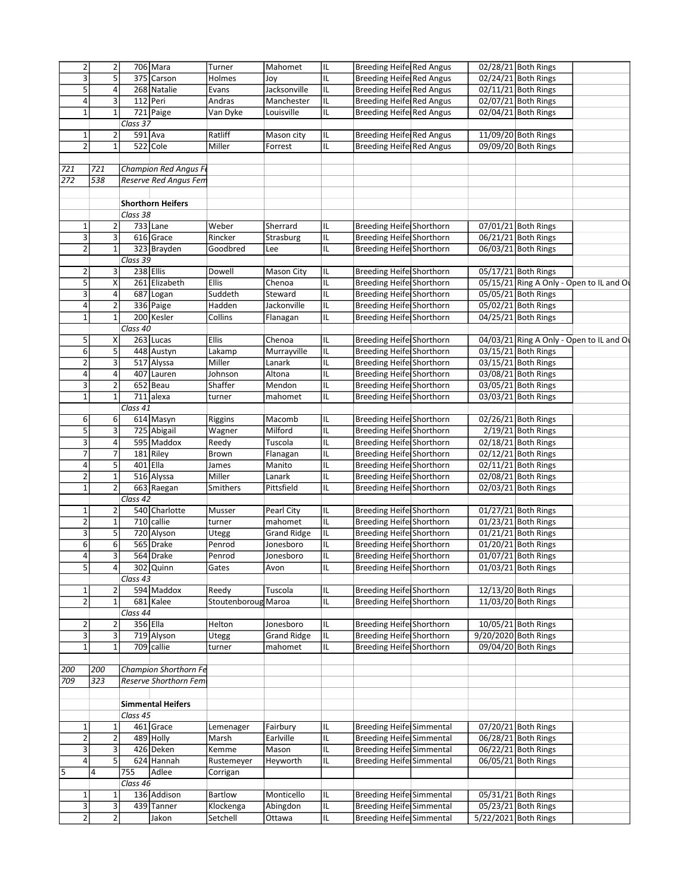| | | | | | | | | | | | |
|---|---|---|---|---|---|---|---|---|---|---|---|
| 2 | 2 | 706 | Mara | Turner | Mahomet | IL | Breeding Heife | Red Angus | 02/28/21 | Both Rings | |
| 3 | 5 | 375 | Carson | Holmes | Joy | IL | Breeding Heife | Red Angus | 02/24/21 | Both Rings | |
| 5 | 4 | 268 | Natalie | Evans | Jacksonville | IL | Breeding Heife | Red Angus | 02/11/21 | Both Rings | |
| 4 | 3 | 112 | Peri | Andras | Manchester | IL | Breeding Heife | Red Angus | 02/07/21 | Both Rings | |
| 1 | 1 | 721 | Paige | Van Dyke | Louisville | IL | Breeding Heife | Red Angus | 02/04/21 | Both Rings | |
| | | *Class 37* | | | | | | | | | |
| 1 | 2 | 591 | Ava | Ratliff | Mason city | IL | Breeding Heife | Red Angus | 11/09/20 | Both Rings | |
| 2 | 1 | 522 | Cole | Miller | Forrest | IL | Breeding Heife | Red Angus | 09/09/20 | Both Rings | |
| | | | | | | | | | | | |
| *721* | *721* | *Champion Red Angus Fe* | | | | | | | | | |
| *272* | *538* | *Reserve Red Angus Fem* | | | | | | | | | |
| | | | | | | | | | | | |
| | | **Shorthorn Heifers** | | | | | | | | | |
| | | *Class 38* | | | | | | | | | |
| 1 | 2 | 733 | Lane | Weber | Sherrard | IL | Breeding Heife | Shorthorn | 07/01/21 | Both Rings | |
| 3 | 3 | 616 | Grace | Rincker | Strasburg | IL | Breeding Heife | Shorthorn | 06/21/21 | Both Rings | |
| 2 | 1 | 323 | Brayden | Goodbred | Lee | IL | Breeding Heife | Shorthorn | 06/03/21 | Both Rings | |
| | | *Class 39* | | | | | | | | | |
| 2 | 3 | 238 | Ellis | Dowell | Mason City | IL | Breeding Heife | Shorthorn | 05/17/21 | Both Rings | |
| 5 | X | 261 | Elizabeth | Ellis | Chenoa | IL | Breeding Heife | Shorthorn | 05/15/21 | Ring A Only - Open to IL and Ou | |
| 3 | 4 | 687 | Logan | Suddeth | Steward | IL | Breeding Heife | Shorthorn | 05/05/21 | Both Rings | |
| 4 | 2 | 336 | Paige | Hadden | Jacksonville | IL | Breeding Heife | Shorthorn | 05/02/21 | Both Rings | |
| 1 | 1 | 200 | Kesler | Collins | Flanagan | IL | Breeding Heife | Shorthorn | 04/25/21 | Both Rings | |
| | | *Class 40* | | | | | | | | | |
| 5 | X | 263 | Lucas | Ellis | Chenoa | IL | Breeding Heife | Shorthorn | 04/03/21 | Ring A Only - Open to IL and Ou | |
| 6 | 5 | 448 | Austyn | Lakamp | Murrayville | IL | Breeding Heife | Shorthorn | 03/15/21 | Both Rings | |
| 2 | 3 | 517 | Alyssa | Miller | Lanark | IL | Breeding Heife | Shorthorn | 03/15/21 | Both Rings | |
| 4 | 4 | 407 | Lauren | Johnson | Altona | IL | Breeding Heife | Shorthorn | 03/08/21 | Both Rings | |
| 3 | 2 | 652 | Beau | Shaffer | Mendon | IL | Breeding Heife | Shorthorn | 03/05/21 | Both Rings | |
| 1 | 1 | 711 | alexa | turner | mahomet | IL | Breeding Heife | Shorthorn | 03/03/21 | Both Rings | |
| | | *Class 41* | | | | | | | | | |
| 6 | 6 | 614 | Masyn | Riggins | Macomb | IL | Breeding Heife | Shorthorn | 02/26/21 | Both Rings | |
| 5 | 3 | 725 | Abigail | Wagner | Milford | IL | Breeding Heife | Shorthorn | 2/19/21 | Both Rings | |
| 3 | 4 | 595 | Maddox | Reedy | Tuscola | IL | Breeding Heife | Shorthorn | 02/18/21 | Both Rings | |
| 7 | 7 | 181 | Riley | Brown | Flanagan | IL | Breeding Heife | Shorthorn | 02/12/21 | Both Rings | |
| 4 | 5 | 401 | Ella | James | Manito | IL | Breeding Heife | Shorthorn | 02/11/21 | Both Rings | |
| 2 | 1 | 516 | Alyssa | Miller | Lanark | IL | Breeding Heife | Shorthorn | 02/08/21 | Both Rings | |
| 1 | 2 | 663 | Raegan | Smithers | Pittsfield | IL | Breeding Heife | Shorthorn | 02/03/21 | Both Rings | |
| | | *Class 42* | | | | | | | | | |
| 1 | 2 | 540 | Charlotte | Musser | Pearl City | IL | Breeding Heife | Shorthorn | 01/27/21 | Both Rings | |
| 2 | 1 | 710 | callie | turner | mahomet | IL | Breeding Heife | Shorthorn | 01/23/21 | Both Rings | |
| 3 | 5 | 720 | Alyson | Utegg | Grand Ridge | IL | Breeding Heife | Shorthorn | 01/21/21 | Both Rings | |
| 6 | 6 | 565 | Drake | Penrod | Jonesboro | IL | Breeding Heife | Shorthorn | 01/20/21 | Both Rings | |
| 4 | 3 | 564 | Drake | Penrod | Jonesboro | IL | Breeding Heife | Shorthorn | 01/07/21 | Both Rings | |
| 5 | 4 | 302 | Quinn | Gates | Avon | IL | Breeding Heife | Shorthorn | 01/03/21 | Both Rings | |
| | | *Class 43* | | | | | | | | | |
| 1 | 2 | 594 | Maddox | Reedy | Tuscola | IL | Breeding Heife | Shorthorn | 12/13/20 | Both Rings | |
| 2 | 1 | 681 | Kalee | Stoutenboroug | Maroa | IL | Breeding Heife | Shorthorn | 11/03/20 | Both Rings | |
| | | *Class 44* | | | | | | | | | |
| 2 | 2 | 356 | Ella | Helton | Jonesboro | IL | Breeding Heife | Shorthorn | 10/05/21 | Both Rings | |
| 3 | 3 | 719 | Alyson | Utegg | Grand Ridge | IL | Breeding Heife | Shorthorn | 9/20/2020 | Both Rings | |
| 1 | 1 | 709 | callie | turner | mahomet | IL | Breeding Heife | Shorthorn | 09/04/20 | Both Rings | |
| | | | | | | | | | | | |
| *200* | *200* | *Champion Shorthorn Fe* | | | | | | | | | |
| *709* | *323* | *Reserve Shorthorn Fem* | | | | | | | | | |
| | | | | | | | | | | | |
| | | **Simmental Heifers** | | | | | | | | | |
| | | *Class 45* | | | | | | | | | |
| 1 | 1 | 461 | Grace | Lemenager | Fairbury | IL | Breeding Heife | Simmental | 07/20/21 | Both Rings | |
| 2 | 2 | 489 | Holly | Marsh | Earlville | IL | Breeding Heife | Simmental | 06/28/21 | Both Rings | |
| 3 | 3 | 426 | Deken | Kemme | Mason | IL | Breeding Heife | Simmental | 06/22/21 | Both Rings | |
| 4 | 5 | 624 | Hannah | Rustemeyer | Heyworth | IL | Breeding Heife | Simmental | 06/05/21 | Both Rings | |
| 5 | 4 | 755 | Adlee | Corrigan | | | | | | | |
| | | *Class 46* | | | | | | | | | |
| 1 | 1 | 136 | Addison | Bartlow | Monticello | IL | Breeding Heife | Simmental | 05/31/21 | Both Rings | |
| 3 | 3 | 439 | Tanner | Klockenga | Abingdon | IL | Breeding Heife | Simmental | 05/23/21 | Both Rings | |
| 2 | 2 | | Jakon | Setchell | Ottawa | IL | Breeding Heife | Simmental | 5/22/2021 | Both Rings | |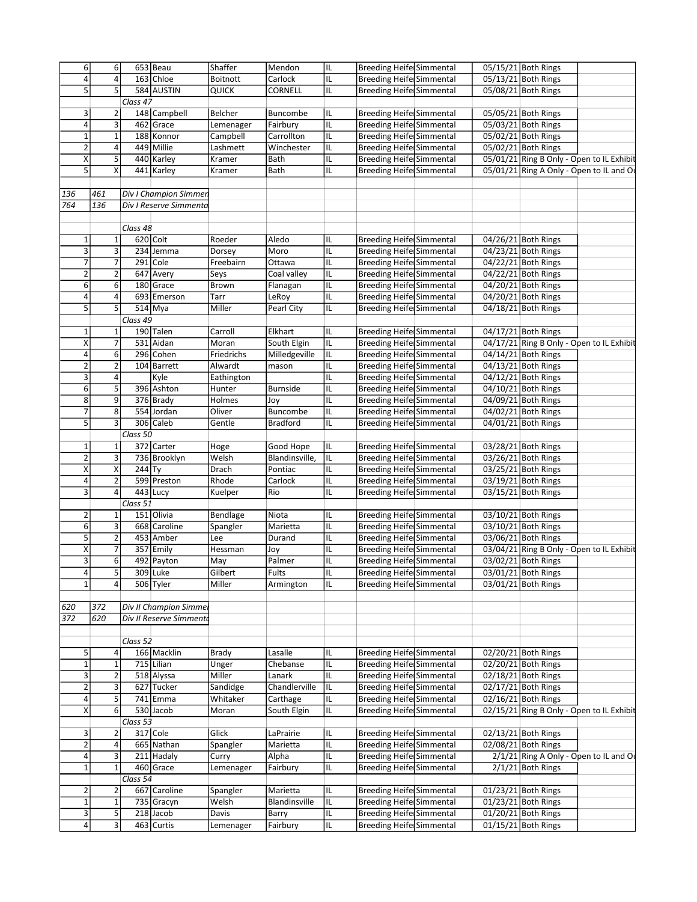| | | | | | | | | | | | |
|---|---|---|---|---|---|---|---|---|---|---|---|
| 6 | 6 | 653 | Beau | Shaffer | Mendon | IL | Breeding Heife | Simmental | 05/15/21 | Both Rings | |
| 4 | 4 | 163 | Chloe | Boitnott | Carlock | IL | Breeding Heife | Simmental | 05/13/21 | Both Rings | |
| 5 | 5 | 584 | AUSTIN | QUICK | CORNELL | IL | Breeding Heife | Simmental | 05/08/21 | Both Rings | |
| | | *Class 47* | | | | | | | | | |
| 3 | 2 | 148 | Campbell | Belcher | Buncombe | IL | Breeding Heife | Simmental | 05/05/21 | Both Rings | |
| 4 | 3 | 462 | Grace | Lemenager | Fairbury | IL | Breeding Heife | Simmental | 05/03/21 | Both Rings | |
| 1 | 1 | 188 | Konnor | Campbell | Carrollton | IL | Breeding Heife | Simmental | 05/02/21 | Both Rings | |
| 2 | 4 | 449 | Millie | Lashmett | Winchester | IL | Breeding Heife | Simmental | 05/02/21 | Both Rings | |
| X | 5 | 440 | Karley | Kramer | Bath | IL | Breeding Heife | Simmental | 05/01/21 | Ring B Only - Open to IL Exhibit | |
| 5 | X | 441 | Karley | Kramer | Bath | IL | Breeding Heife | Simmental | 05/01/21 | Ring A Only - Open to IL and Ou | |
| | | | | | | | | | | | |
| *136* | *461* | *Div I Champion Simmen* | | | | | | | | | |
| *764* | *136* | *Div I Reserve Simmenta* | | | | | | | | | |
| | | | | | | | | | | | |
| | | *Class 48* | | | | | | | | | |
| 1 | 1 | 620 | Colt | Roeder | Aledo | IL | Breeding Heife | Simmental | 04/26/21 | Both Rings | |
| 3 | 3 | 234 | Jemma | Dorsey | Moro | IL | Breeding Heife | Simmental | 04/23/21 | Both Rings | |
| 7 | 7 | 291 | Cole | Freebairn | Ottawa | IL | Breeding Heife | Simmental | 04/22/21 | Both Rings | |
| 2 | 2 | 647 | Avery | Seys | Coal valley | IL | Breeding Heife | Simmental | 04/22/21 | Both Rings | |
| 6 | 6 | 180 | Grace | Brown | Flanagan | IL | Breeding Heife | Simmental | 04/20/21 | Both Rings | |
| 4 | 4 | 693 | Emerson | Tarr | LeRoy | IL | Breeding Heife | Simmental | 04/20/21 | Both Rings | |
| 5 | 5 | 514 | Mya | Miller | Pearl City | IL | Breeding Heife | Simmental | 04/18/21 | Both Rings | |
| | | *Class 49* | | | | | | | | | |
| 1 | 1 | 190 | Talen | Carroll | Elkhart | IL | Breeding Heife | Simmental | 04/17/21 | Both Rings | |
| X | 7 | 531 | Aidan | Moran | South Elgin | IL | Breeding Heife | Simmental | 04/17/21 | Ring B Only - Open to IL Exhibit | |
| 4 | 6 | 296 | Cohen | Friedrichs | Milledgeville | IL | Breeding Heife | Simmental | 04/14/21 | Both Rings | |
| 2 | 2 | 104 | Barrett | Alwardt | mason | IL | Breeding Heife | Simmental | 04/13/21 | Both Rings | |
| 3 | 4 | | Kyle | Eathington | | IL | Breeding Heife | Simmental | 04/12/21 | Both Rings | |
| 6 | 5 | 396 | Ashton | Hunter | Burnside | IL | Breeding Heife | Simmental | 04/10/21 | Both Rings | |
| 8 | 9 | 376 | Brady | Holmes | Joy | IL | Breeding Heife | Simmental | 04/09/21 | Both Rings | |
| 7 | 8 | 554 | Jordan | Oliver | Buncombe | IL | Breeding Heife | Simmental | 04/02/21 | Both Rings | |
| 5 | 3 | 306 | Caleb | Gentle | Bradford | IL | Breeding Heife | Simmental | 04/01/21 | Both Rings | |
| | | *Class 50* | | | | | | | | | |
| 1 | 1 | 372 | Carter | Hoge | Good Hope | IL | Breeding Heife | Simmental | 03/28/21 | Both Rings | |
| 2 | 3 | 736 | Brooklyn | Welsh | Blandinsville, | IL | Breeding Heife | Simmental | 03/26/21 | Both Rings | |
| X | X | 244 | Ty | Drach | Pontiac | IL | Breeding Heife | Simmental | 03/25/21 | Both Rings | |
| 4 | 2 | 599 | Preston | Rhode | Carlock | IL | Breeding Heife | Simmental | 03/19/21 | Both Rings | |
| 3 | 4 | 443 | Lucy | Kuelper | Rio | IL | Breeding Heife | Simmental | 03/15/21 | Both Rings | |
| | | *Class 51* | | | | | | | | | |
| 2 | 1 | 151 | Olivia | Bendlage | Niota | IL | Breeding Heife | Simmental | 03/10/21 | Both Rings | |
| 6 | 3 | 668 | Caroline | Spangler | Marietta | IL | Breeding Heife | Simmental | 03/10/21 | Both Rings | |
| 5 | 2 | 453 | Amber | Lee | Durand | IL | Breeding Heife | Simmental | 03/06/21 | Both Rings | |
| X | 7 | 357 | Emily | Hessman | Joy | IL | Breeding Heife | Simmental | 03/04/21 | Ring B Only - Open to IL Exhibit | |
| 3 | 6 | 492 | Payton | May | Palmer | IL | Breeding Heife | Simmental | 03/02/21 | Both Rings | |
| 4 | 5 | 309 | Luke | Gilbert | Fults | IL | Breeding Heife | Simmental | 03/01/21 | Both Rings | |
| 1 | 4 | 506 | Tyler | Miller | Armington | IL | Breeding Heife | Simmental | 03/01/21 | Both Rings | |
| | | | | | | | | | | | |
| *620* | *372* | *Div II Champion Simme* | | | | | | | | | |
| *372* | *620* | *Div II Reserve Simmenta* | | | | | | | | | |
| | | | | | | | | | | | |
| | | *Class 52* | | | | | | | | | |
| 5 | 4 | 166 | Macklin | Brady | Lasalle | IL | Breeding Heife | Simmental | 02/20/21 | Both Rings | |
| 1 | 1 | 715 | Lilian | Unger | Chebanse | IL | Breeding Heife | Simmental | 02/20/21 | Both Rings | |
| 3 | 2 | 518 | Alyssa | Miller | Lanark | IL | Breeding Heife | Simmental | 02/18/21 | Both Rings | |
| 2 | 3 | 627 | Tucker | Sandidge | Chandlerville | IL | Breeding Heife | Simmental | 02/17/21 | Both Rings | |
| 4 | 5 | 741 | Emma | Whitaker | Carthage | IL | Breeding Heife | Simmental | 02/16/21 | Both Rings | |
| X | 6 | 530 | Jacob | Moran | South Elgin | IL | Breeding Heife | Simmental | 02/15/21 | Ring B Only - Open to IL Exhibit | |
| | | *Class 53* | | | | | | | | | |
| 3 | 2 | 317 | Cole | Glick | LaPrairie | IL | Breeding Heife | Simmental | 02/13/21 | Both Rings | |
| 2 | 4 | 665 | Nathan | Spangler | Marietta | IL | Breeding Heife | Simmental | 02/08/21 | Both Rings | |
| 4 | 3 | 211 | Hadaly | Curry | Alpha | IL | Breeding Heife | Simmental | 2/1/21 | Ring A Only - Open to IL and Ou | |
| 1 | 1 | 460 | Grace | Lemenager | Fairbury | IL | Breeding Heife | Simmental | 2/1/21 | Both Rings | |
| | | *Class 54* | | | | | | | | | |
| 2 | 2 | 667 | Caroline | Spangler | Marietta | IL | Breeding Heife | Simmental | 01/23/21 | Both Rings | |
| 1 | 1 | 735 | Gracyn | Welsh | Blandinsville | IL | Breeding Heife | Simmental | 01/23/21 | Both Rings | |
| 3 | 5 | 218 | Jacob | Davis | Barry | IL | Breeding Heife | Simmental | 01/20/21 | Both Rings | |
| 4 | 3 | 463 | Curtis | Lemenager | Fairbury | IL | Breeding Heife | Simmental | 01/15/21 | Both Rings | |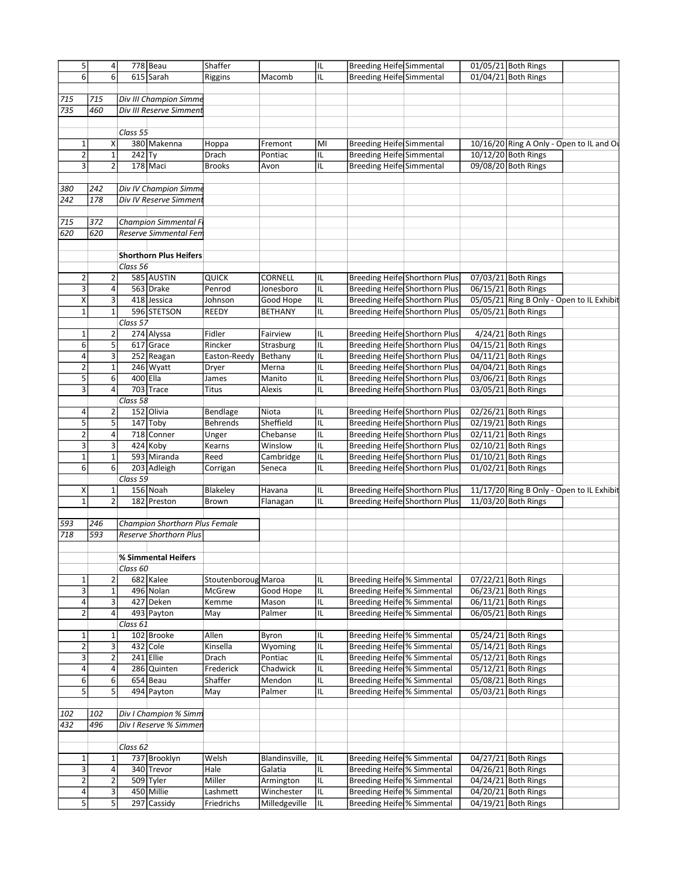| | | | | | | | | | | | |
|---|---|---|---|---|---|---|---|---|---|---|---|
| 5 | 4 | 778 | Beau | Shaffer | | IL | Breeding Heife | Simmental | 01/05/21 | Both Rings | |
| 6 | 6 | 615 | Sarah | Riggins | Macomb | IL | Breeding Heife | Simmental | 01/04/21 | Both Rings | |
| | | | | | | | | | | | |
| *715* | *715* | *Div III Champion Simme* | | | | | | | | | |
| *735* | *460* | *Div III Reserve Simment* | | | | | | | | | |
| | | | | | | | | | | | |
| | | *Class 55* | | | | | | | | | |
| 1 | X | 380 | Makenna | Hoppa | Fremont | MI | Breeding Heife | Simmental | 10/16/20 | Ring A Only - Open to IL and Ou | |
| 2 | 1 | 242 | Ty | Drach | Pontiac | IL | Breeding Heife | Simmental | 10/12/20 | Both Rings | |
| 3 | 2 | 178 | Maci | Brooks | Avon | IL | Breeding Heife | Simmental | 09/08/20 | Both Rings | |
| | | | | | | | | | | | |
| *380* | *242* | *Div IV Champion Simme* | | | | | | | | | |
| *242* | *178* | *Div IV Reserve Simment* | | | | | | | | | |
| | | | | | | | | | | | |
| *715* | *372* | *Champion Simmental F* | | | | | | | | | |
| *620* | *620* | *Reserve Simmental Fem* | | | | | | | | | |
| | | | | | | | | | | | |
| | | **Shorthorn Plus Heifers** | | | | | | | | | |
| | | *Class 56* | | | | | | | | | |
| 2 | 2 | 585 | AUSTIN | QUICK | CORNELL | IL | Breeding Heife | Shorthorn Plus | 07/03/21 | Both Rings | |
| 3 | 4 | 563 | Drake | Penrod | Jonesboro | IL | Breeding Heife | Shorthorn Plus | 06/15/21 | Both Rings | |
| X | 3 | 418 | Jessica | Johnson | Good Hope | IL | Breeding Heife | Shorthorn Plus | 05/05/21 | Ring B Only - Open to IL Exhibit | |
| 1 | 1 | 596 | STETSON | REEDY | BETHANY | IL | Breeding Heife | Shorthorn Plus | 05/05/21 | Both Rings | |
| | | *Class 57* | | | | | | | | | |
| 1 | 2 | 274 | Alyssa | Fidler | Fairview | IL | Breeding Heife | Shorthorn Plus | 4/24/21 | Both Rings | |
| 6 | 5 | 617 | Grace | Rincker | Strasburg | IL | Breeding Heife | Shorthorn Plus | 04/15/21 | Both Rings | |
| 4 | 3 | 252 | Reagan | Easton-Reedy | Bethany | IL | Breeding Heife | Shorthorn Plus | 04/11/21 | Both Rings | |
| 2 | 1 | 246 | Wyatt | Dryer | Merna | IL | Breeding Heife | Shorthorn Plus | 04/04/21 | Both Rings | |
| 5 | 6 | 400 | Ella | James | Manito | IL | Breeding Heife | Shorthorn Plus | 03/06/21 | Both Rings | |
| 3 | 4 | 703 | Trace | Titus | Alexis | IL | Breeding Heife | Shorthorn Plus | 03/05/21 | Both Rings | |
| | | *Class 58* | | | | | | | | | |
| 4 | 2 | 152 | Olivia | Bendlage | Niota | IL | Breeding Heife | Shorthorn Plus | 02/26/21 | Both Rings | |
| 5 | 5 | 147 | Toby | Behrends | Sheffield | IL | Breeding Heife | Shorthorn Plus | 02/19/21 | Both Rings | |
| 2 | 4 | 718 | Conner | Unger | Chebanse | IL | Breeding Heife | Shorthorn Plus | 02/11/21 | Both Rings | |
| 3 | 3 | 424 | Koby | Kearns | Winslow | IL | Breeding Heife | Shorthorn Plus | 02/10/21 | Both Rings | |
| 1 | 1 | 593 | Miranda | Reed | Cambridge | IL | Breeding Heife | Shorthorn Plus | 01/10/21 | Both Rings | |
| 6 | 6 | 203 | Adleigh | Corrigan | Seneca | IL | Breeding Heife | Shorthorn Plus | 01/02/21 | Both Rings | |
| | | *Class 59* | | | | | | | | | |
| X | 1 | 156 | Noah | Blakeley | Havana | IL | Breeding Heife | Shorthorn Plus | 11/17/20 | Ring B Only - Open to IL Exhibit | |
| 1 | 2 | 182 | Preston | Brown | Flanagan | IL | Breeding Heife | Shorthorn Plus | 11/03/20 | Both Rings | |
| | | | | | | | | | | | |
| *593* | *246* | *Champion Shorthorn Plus Female* | | | | | | | | | |
| *718* | *593* | *Reserve Shorthorn Plus* | | | | | | | | | |
| | | | | | | | | | | | |
| | | **% Simmental Heifers** | | | | | | | | | |
| | | *Class 60* | | | | | | | | | |
| 1 | 2 | 682 | Kalee | Stoutenboroug | Maroa | IL | Breeding Heife | % Simmental | 07/22/21 | Both Rings | |
| 3 | 1 | 496 | Nolan | McGrew | Good Hope | IL | Breeding Heife | % Simmental | 06/23/21 | Both Rings | |
| 4 | 3 | 427 | Deken | Kemme | Mason | IL | Breeding Heife | % Simmental | 06/11/21 | Both Rings | |
| 2 | 4 | 493 | Payton | May | Palmer | IL | Breeding Heife | % Simmental | 06/05/21 | Both Rings | |
| | | *Class 61* | | | | | | | | | |
| 1 | 1 | 102 | Brooke | Allen | Byron | IL | Breeding Heife | % Simmental | 05/24/21 | Both Rings | |
| 2 | 3 | 432 | Cole | Kinsella | Wyoming | IL | Breeding Heife | % Simmental | 05/14/21 | Both Rings | |
| 3 | 2 | 241 | Ellie | Drach | Pontiac | IL | Breeding Heife | % Simmental | 05/12/21 | Both Rings | |
| 4 | 4 | 286 | Quinten | Frederick | Chadwick | IL | Breeding Heife | % Simmental | 05/12/21 | Both Rings | |
| 6 | 6 | 654 | Beau | Shaffer | Mendon | IL | Breeding Heife | % Simmental | 05/08/21 | Both Rings | |
| 5 | 5 | 494 | Payton | May | Palmer | IL | Breeding Heife | % Simmental | 05/03/21 | Both Rings | |
| | | | | | | | | | | | |
| *102* | *102* | *Div I Champion % Simm* | | | | | | | | | |
| *432* | *496* | *Div I Reserve % Simmen* | | | | | | | | | |
| | | | | | | | | | | | |
| | | *Class 62* | | | | | | | | | |
| 1 | 1 | 737 | Brooklyn | Welsh | Blandinsville, | IL | Breeding Heife | % Simmental | 04/27/21 | Both Rings | |
| 3 | 4 | 340 | Trevor | Hale | Galatia | IL | Breeding Heife | % Simmental | 04/26/21 | Both Rings | |
| 2 | 2 | 509 | Tyler | Miller | Armington | IL | Breeding Heife | % Simmental | 04/24/21 | Both Rings | |
| 4 | 3 | 450 | Millie | Lashmett | Winchester | IL | Breeding Heife | % Simmental | 04/20/21 | Both Rings | |
| 5 | 5 | 297 | Cassidy | Friedrichs | Milledgeville | IL | Breeding Heife | % Simmental | 04/19/21 | Both Rings | |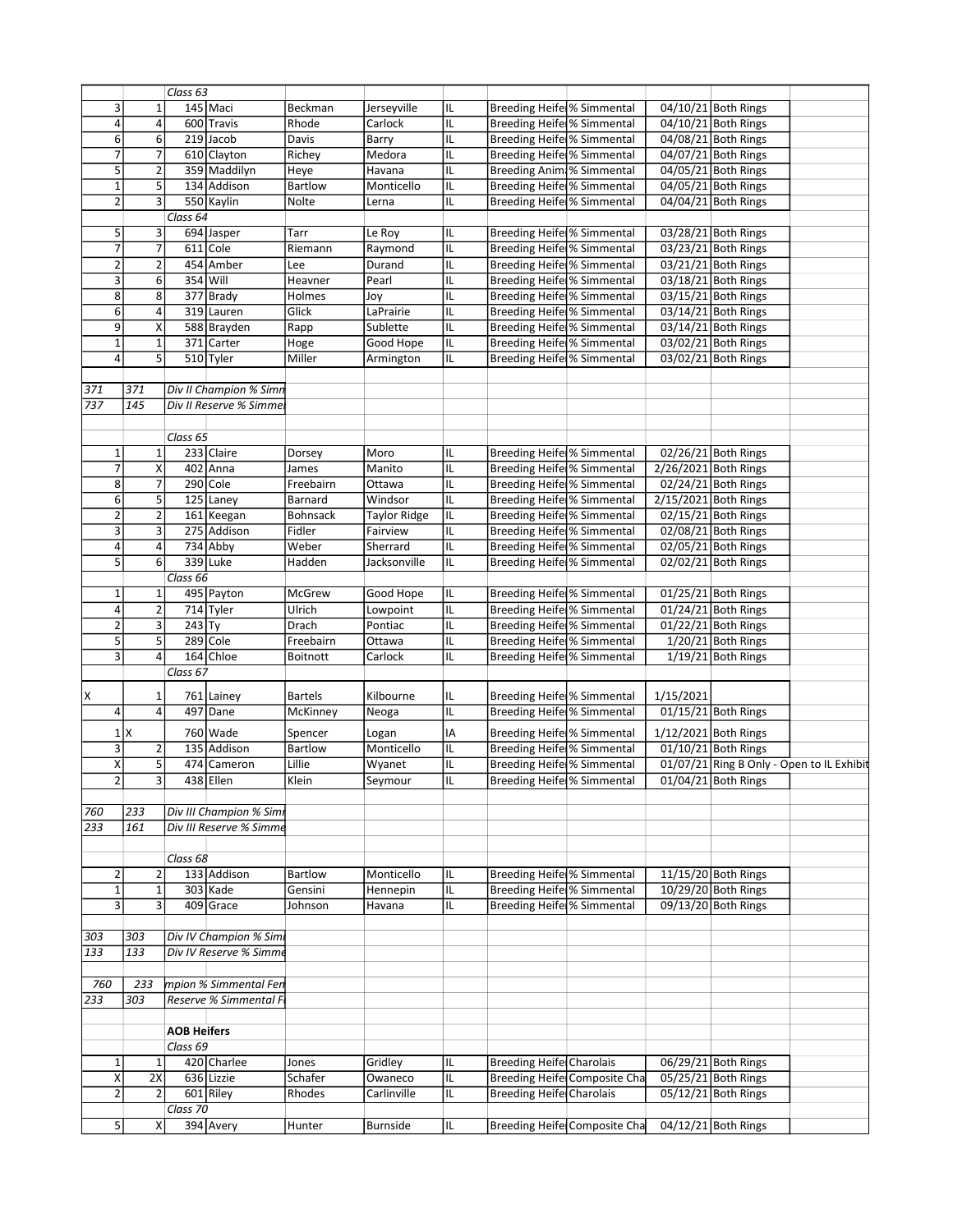| | | | | | | | | | | | |
|---|---|---|---|---|---|---|---|---|---|---|---|
| | | *Class 63* | | | | | | | | | |
| 3 | 1 | 145 | Maci | Beckman | Jerseyville | IL | Breeding Heife | % Simmental | 04/10/21 | Both Rings | |
| 4 | 4 | 600 | Travis | Rhode | Carlock | IL | Breeding Heife | % Simmental | 04/10/21 | Both Rings | |
| 6 | 6 | 219 | Jacob | Davis | Barry | IL | Breeding Heife | % Simmental | 04/08/21 | Both Rings | |
| 7 | 7 | 610 | Clayton | Richey | Medora | IL | Breeding Heife | % Simmental | 04/07/21 | Both Rings | |
| 5 | 2 | 359 | Maddilyn | Heye | Havana | IL | Breeding Anim | % Simmental | 04/05/21 | Both Rings | |
| 1 | 5 | 134 | Addison | Bartlow | Monticello | IL | Breeding Heife | % Simmental | 04/05/21 | Both Rings | |
| 2 | 3 | 550 | Kaylin | Nolte | Lerna | IL | Breeding Heife | % Simmental | 04/04/21 | Both Rings | |
| | | *Class 64* | | | | | | | | | |
| 5 | 3 | 694 | Jasper | Tarr | Le Roy | IL | Breeding Heife | % Simmental | 03/28/21 | Both Rings | |
| 7 | 7 | 611 | Cole | Riemann | Raymond | IL | Breeding Heife | % Simmental | 03/23/21 | Both Rings | |
| 2 | 2 | 454 | Amber | Lee | Durand | IL | Breeding Heife | % Simmental | 03/21/21 | Both Rings | |
| 3 | 6 | 354 | Will | Heavner | Pearl | IL | Breeding Heife | % Simmental | 03/18/21 | Both Rings | |
| 8 | 8 | 377 | Brady | Holmes | Joy | IL | Breeding Heife | % Simmental | 03/15/21 | Both Rings | |
| 6 | 4 | 319 | Lauren | Glick | LaPrairie | IL | Breeding Heife | % Simmental | 03/14/21 | Both Rings | |
| 9 | X | 588 | Brayden | Rapp | Sublette | IL | Breeding Heife | % Simmental | 03/14/21 | Both Rings | |
| 1 | 1 | 371 | Carter | Hoge | Good Hope | IL | Breeding Heife | % Simmental | 03/02/21 | Both Rings | |
| 4 | 5 | 510 | Tyler | Miller | Armington | IL | Breeding Heife | % Simmental | 03/02/21 | Both Rings | |
| | | | | | | | | | | | |
| *371* | *371* | *Div II Champion % Simn* | | | | | | | | | |
| *737* | *145* | *Div II Reserve % Simmel* | | | | | | | | | |
| | | | | | | | | | | | |
| | | *Class 65* | | | | | | | | | |
| 1 | 1 | 233 | Claire | Dorsey | Moro | IL | Breeding Heife | % Simmental | 02/26/21 | Both Rings | |
| 7 | X | 402 | Anna | James | Manito | IL | Breeding Heife | % Simmental | 2/26/2021 | Both Rings | |
| 8 | 7 | 290 | Cole | Freebairn | Ottawa | IL | Breeding Heife | % Simmental | 02/24/21 | Both Rings | |
| 6 | 5 | 125 | Laney | Barnard | Windsor | IL | Breeding Heife | % Simmental | 2/15/2021 | Both Rings | |
| 2 | 2 | 161 | Keegan | Bohnsack | Taylor Ridge | IL | Breeding Heife | % Simmental | 02/15/21 | Both Rings | |
| 3 | 3 | 275 | Addison | Fidler | Fairview | IL | Breeding Heife | % Simmental | 02/08/21 | Both Rings | |
| 4 | 4 | 734 | Abby | Weber | Sherrard | IL | Breeding Heife | % Simmental | 02/05/21 | Both Rings | |
| 5 | 6 | 339 | Luke | Hadden | Jacksonville | IL | Breeding Heife | % Simmental | 02/02/21 | Both Rings | |
| | | *Class 66* | | | | | | | | | |
| 1 | 1 | 495 | Payton | McGrew | Good Hope | IL | Breeding Heife | % Simmental | 01/25/21 | Both Rings | |
| 4 | 2 | 714 | Tyler | Ulrich | Lowpoint | IL | Breeding Heife | % Simmental | 01/24/21 | Both Rings | |
| 2 | 3 | 243 | Ty | Drach | Pontiac | IL | Breeding Heife | % Simmental | 01/22/21 | Both Rings | |
| 5 | 5 | 289 | Cole | Freebairn | Ottawa | IL | Breeding Heife | % Simmental | 1/20/21 | Both Rings | |
| 3 | 4 | 164 | Chloe | Boitnott | Carlock | IL | Breeding Heife | % Simmental | 1/19/21 | Both Rings | |
| | | *Class 67* | | | | | | | | | |
| X | 1 | 761 | Lainey | Bartels | Kilbourne | IL | Breeding Heife | % Simmental | 1/15/2021 | | |
| 4 | 4 | 497 | Dane | McKinney | Neoga | IL | Breeding Heife | % Simmental | 01/15/21 | Both Rings | |
| 1 | X | 760 | Wade | Spencer | Logan | IA | Breeding Heife | % Simmental | 1/12/2021 | Both Rings | |
| 3 | 2 | 135 | Addison | Bartlow | Monticello | IL | Breeding Heife | % Simmental | 01/10/21 | Both Rings | |
| X | 5 | 474 | Cameron | Lillie | Wyanet | IL | Breeding Heife | % Simmental | 01/07/21 | Ring B Only - Open to IL Exhibit | |
| 2 | 3 | 438 | Ellen | Klein | Seymour | IL | Breeding Heife | % Simmental | 01/04/21 | Both Rings | |
| | | | | | | | | | | | |
| *760* | *233* | *Div III Champion % Simi* | | | | | | | | | |
| *233* | *161* | *Div III Reserve % Simme* | | | | | | | | | |
| | | | | | | | | | | | |
| | | *Class 68* | | | | | | | | | |
| 2 | 2 | 133 | Addison | Bartlow | Monticello | IL | Breeding Heife | % Simmental | 11/15/20 | Both Rings | |
| 1 | 1 | 303 | Kade | Gensini | Hennepin | IL | Breeding Heife | % Simmental | 10/29/20 | Both Rings | |
| 3 | 3 | 409 | Grace | Johnson | Havana | IL | Breeding Heife | % Simmental | 09/13/20 | Both Rings | |
| | | | | | | | | | | | |
| *303* | *303* | *Div IV Champion % Simi* | | | | | | | | | |
| *133* | *133* | *Div IV Reserve % Simme* | | | | | | | | | |
| | | | | | | | | | | | |
| *760* | *233* | *mpion % Simmental Fen* | | | | | | | | | |
| *233* | *303* | *Reserve % Simmental F* | | | | | | | | | |
| | | | | | | | | | | | |
| | | **AOB Heifers** | | | | | | | | | |
| | | *Class 69* | | | | | | | | | |
| 1 | 1 | 420 | Charlee | Jones | Gridley | IL | Breeding Heife | Charolais | 06/29/21 | Both Rings | |
| X | 2X | 636 | Lizzie | Schafer | Owaneco | IL | Breeding Heife | Composite Cha | 05/25/21 | Both Rings | |
| 2 | 2 | 601 | Riley | Rhodes | Carlinville | IL | Breeding Heife | Charolais | 05/12/21 | Both Rings | |
| | | *Class 70* | | | | | | | | | |
| 5 | X | 394 | Avery | Hunter | Burnside | IL | Breeding Heife | Composite Cha | 04/12/21 | Both Rings | |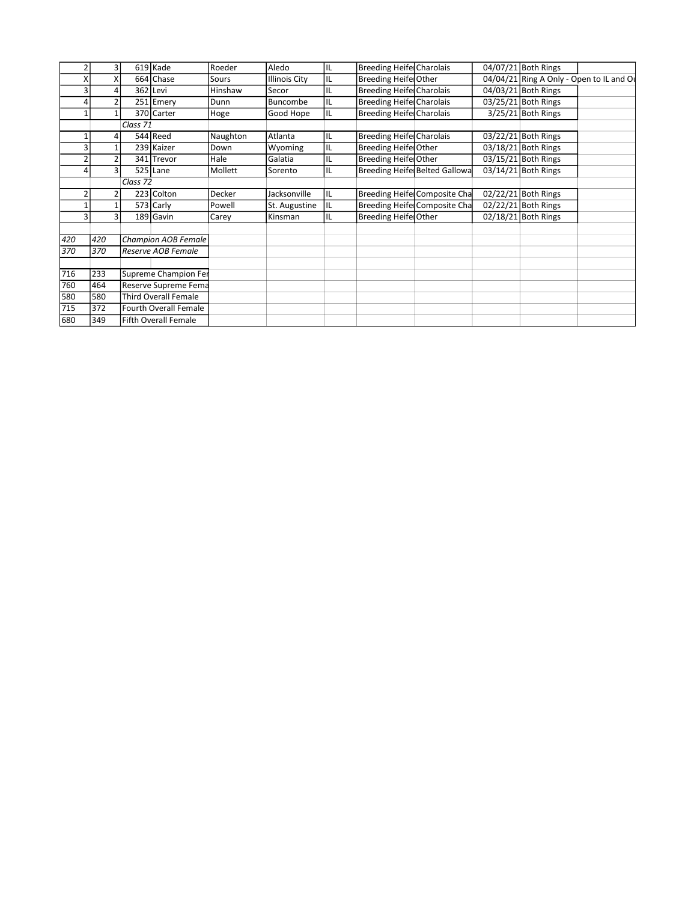| | | | | | | | | | | | |
|---|---|---|---|---|---|---|---|---|---|---|---|
| 2 | 3 | 619 | Kade | Roeder | Aledo | IL | Breeding Heife | Charolais | 04/07/21 | Both Rings | |
| X | X | 664 | Chase | Sours | Illinois City | IL | Breeding Heife | Other | 04/04/21 | Ring A Only - Open to IL and Ou | |
| 3 | 4 | 362 | Levi | Hinshaw | Secor | IL | Breeding Heife | Charolais | 04/03/21 | Both Rings | |
| 4 | 2 | 251 | Emery | Dunn | Buncombe | IL | Breeding Heife | Charolais | 03/25/21 | Both Rings | |
| 1 | 1 | 370 | Carter | Hoge | Good Hope | IL | Breeding Heife | Charolais | 3/25/21 | Both Rings | |
| | | *Class 71* | | | | | | | | | |
| 1 | 4 | 544 | Reed | Naughton | Atlanta | IL | Breeding Heife | Charolais | 03/22/21 | Both Rings | |
| 3 | 1 | 239 | Kaizer | Down | Wyoming | IL | Breeding Heife | Other | 03/18/21 | Both Rings | |
| 2 | 2 | 341 | Trevor | Hale | Galatia | IL | Breeding Heife | Other | 03/15/21 | Both Rings | |
| 4 | 3 | 525 | Lane | Mollett | Sorento | IL | Breeding Heife | Belted Gallowa | 03/14/21 | Both Rings | |
| | | *Class 72* | | | | | | | | | |
| 2 | 2 | 223 | Colton | Decker | Jacksonville | IL | Breeding Heife | Composite Cha | 02/22/21 | Both Rings | |
| 1 | 1 | 573 | Carly | Powell | St. Augustine | IL | Breeding Heife | Composite Cha | 02/22/21 | Both Rings | |
| 3 | 3 | 189 | Gavin | Carey | Kinsman | IL | Breeding Heife | Other | 02/18/21 | Both Rings | |
| | | | | | | | | | | | |
| *420* | *420* | *Champion AOB Female* | | | | | | | | | |
| *370* | *370* | *Reserve AOB Female* | | | | | | | | | |
| | | | | | | | | | | | |
| 716 | 233 | Supreme Champion Fe | | | | | | | | | |
| 760 | 464 | Reserve Supreme Fema | | | | | | | | | |
| 580 | 580 | Third Overall Female | | | | | | | | | |
| 715 | 372 | Fourth Overall Female | | | | | | | | | |
| 680 | 349 | Fifth Overall Female | | | | | | | | | |